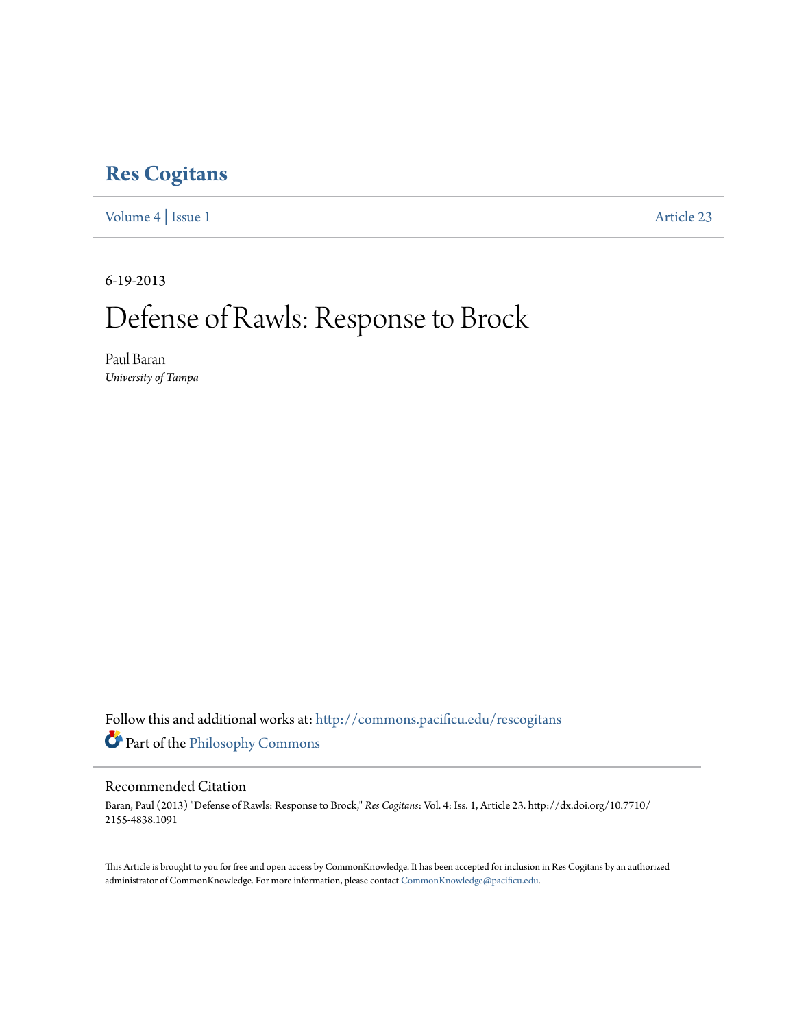# Res Cogitans

Volume 4 | Issue 1 Article 23

6-19-2013

# Defense of Rawls: Response to Brock

Paul Baran
*University of Tampa*

Follow this and additional works at: http://commons.pacificu.edu/rescogitans

Part of the Philosophy Commons

## Recommended Citation

Baran, Paul (2013) "Defense of Rawls: Response to Brock," *Res Cogitans*: Vol. 4: Iss. 1, Article 23. http://dx.doi.org/10.7710/2155-4838.1091

This Article is brought to you for free and open access by CommonKnowledge. It has been accepted for inclusion in Res Cogitans by an authorized administrator of CommonKnowledge. For more information, please contact CommonKnowledge@pacificu.edu.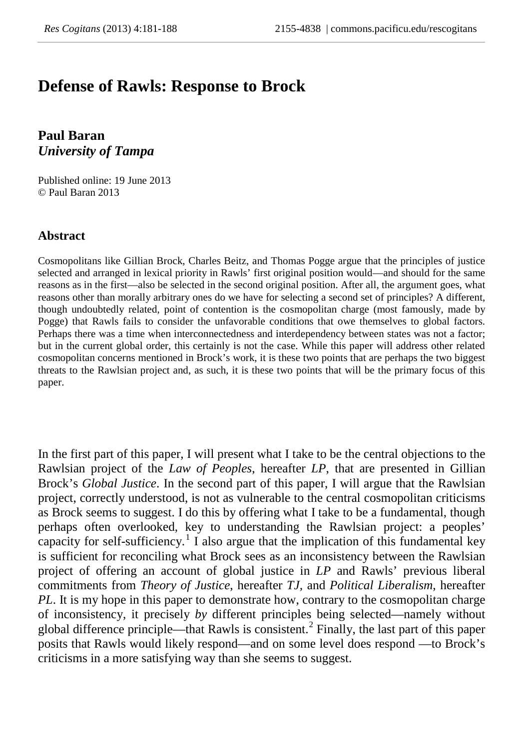# Defense of Rawls: Response to Brock

**Paul Baran**
***University of Tampa***

Published online: 19 June 2013
© Paul Baran 2013

## Abstract

Cosmopolitans like Gillian Brock, Charles Beitz, and Thomas Pogge argue that the principles of justice selected and arranged in lexical priority in Rawls' first original position would—and should for the same reasons as in the first—also be selected in the second original position. After all, the argument goes, what reasons other than morally arbitrary ones do we have for selecting a second set of principles? A different, though undoubtedly related, point of contention is the cosmopolitan charge (most famously, made by Pogge) that Rawls fails to consider the unfavorable conditions that owe themselves to global factors. Perhaps there was a time when interconnectedness and interdependency between states was not a factor; but in the current global order, this certainly is not the case. While this paper will address other related cosmopolitan concerns mentioned in Brock's work, it is these two points that are perhaps the two biggest threats to the Rawlsian project and, as such, it is these two points that will be the primary focus of this paper.

In the first part of this paper, I will present what I take to be the central objections to the Rawlsian project of the *Law of Peoples*, hereafter *LP*, that are presented in Gillian Brock's *Global Justice*. In the second part of this paper, I will argue that the Rawlsian project, correctly understood, is not as vulnerable to the central cosmopolitan criticisms as Brock seems to suggest. I do this by offering what I take to be a fundamental, though perhaps often overlooked, key to understanding the Rawlsian project: a peoples' capacity for self-sufficiency.[1] I also argue that the implication of this fundamental key is sufficient for reconciling what Brock sees as an inconsistency between the Rawlsian project of offering an account of global justice in *LP* and Rawls' previous liberal commitments from *Theory of Justice*, hereafter *TJ*, and *Political Liberalism*, hereafter *PL*. It is my hope in this paper to demonstrate how, contrary to the cosmopolitan charge of inconsistency, it precisely *by* different principles being selected—namely without global difference principle—that Rawls is consistent.[2] Finally, the last part of this paper posits that Rawls would likely respond—and on some level does respond —to Brock's criticisms in a more satisfying way than she seems to suggest.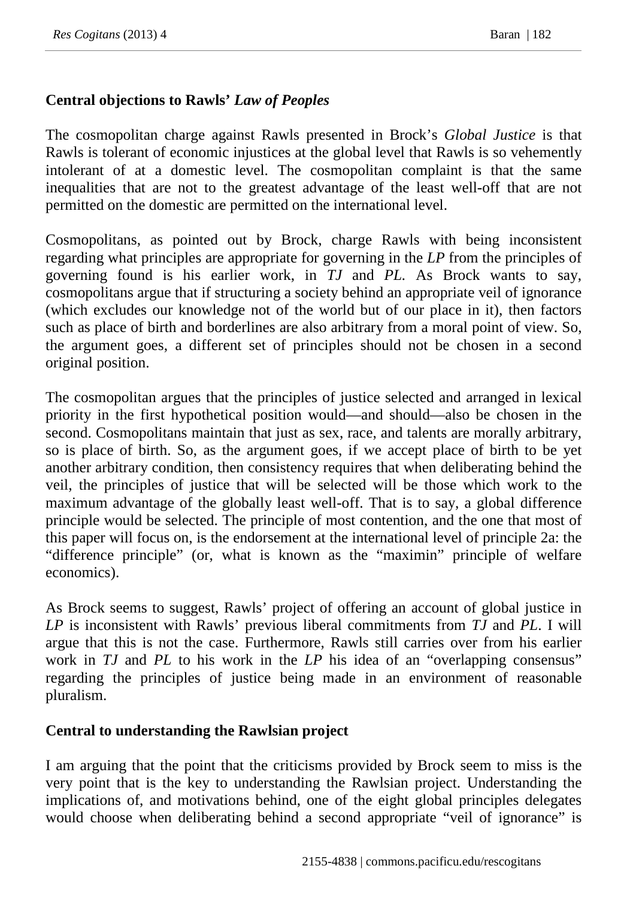## Central objections to Rawls' *Law of Peoples*

The cosmopolitan charge against Rawls presented in Brock's *Global Justice* is that Rawls is tolerant of economic injustices at the global level that Rawls is so vehemently intolerant of at a domestic level. The cosmopolitan complaint is that the same inequalities that are not to the greatest advantage of the least well-off that are not permitted on the domestic are permitted on the international level.

Cosmopolitans, as pointed out by Brock, charge Rawls with being inconsistent regarding what principles are appropriate for governing in the *LP* from the principles of governing found is his earlier work, in *TJ* and *PL*. As Brock wants to say, cosmopolitans argue that if structuring a society behind an appropriate veil of ignorance (which excludes our knowledge not of the world but of our place in it), then factors such as place of birth and borderlines are also arbitrary from a moral point of view. So, the argument goes, a different set of principles should not be chosen in a second original position.

The cosmopolitan argues that the principles of justice selected and arranged in lexical priority in the first hypothetical position would—and should—also be chosen in the second. Cosmopolitans maintain that just as sex, race, and talents are morally arbitrary, so is place of birth. So, as the argument goes, if we accept place of birth to be yet another arbitrary condition, then consistency requires that when deliberating behind the veil, the principles of justice that will be selected will be those which work to the maximum advantage of the globally least well-off. That is to say, a global difference principle would be selected. The principle of most contention, and the one that most of this paper will focus on, is the endorsement at the international level of principle 2a: the "difference principle" (or, what is known as the "maximin" principle of welfare economics).

As Brock seems to suggest, Rawls' project of offering an account of global justice in *LP* is inconsistent with Rawls' previous liberal commitments from *TJ* and *PL*. I will argue that this is not the case. Furthermore, Rawls still carries over from his earlier work in *TJ* and *PL* to his work in the *LP* his idea of an "overlapping consensus" regarding the principles of justice being made in an environment of reasonable pluralism.

## Central to understanding the Rawlsian project

I am arguing that the point that the criticisms provided by Brock seem to miss is the very point that is the key to understanding the Rawlsian project. Understanding the implications of, and motivations behind, one of the eight global principles delegates would choose when deliberating behind a second appropriate "veil of ignorance" is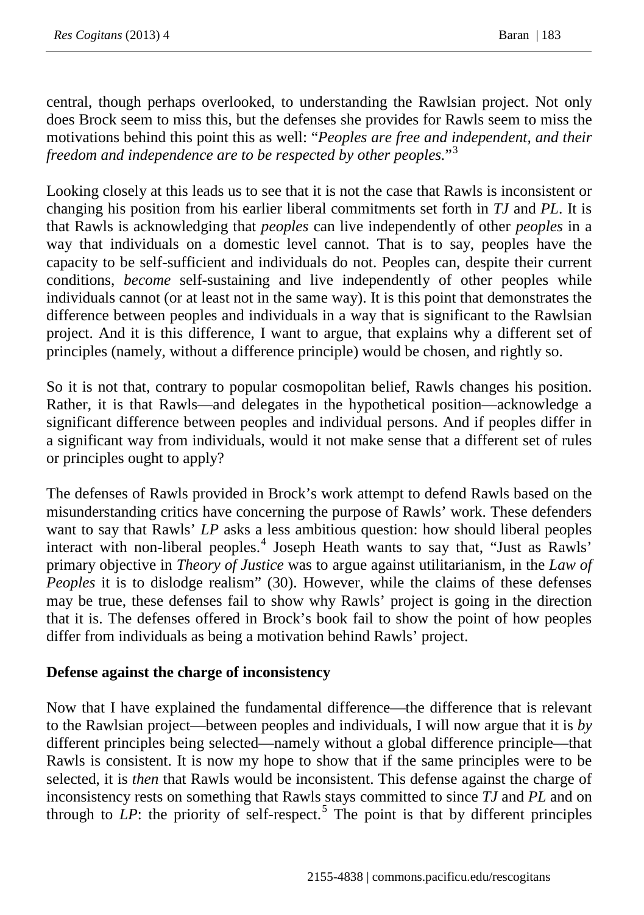central, though perhaps overlooked, to understanding the Rawlsian project. Not only does Brock seem to miss this, but the defenses she provides for Rawls seem to miss the motivations behind this point this as well: "*Peoples are free and independent, and their freedom and independence are to be respected by other peoples.*"[3]

Looking closely at this leads us to see that it is not the case that Rawls is inconsistent or changing his position from his earlier liberal commitments set forth in *TJ* and *PL*. It is that Rawls is acknowledging that *peoples* can live independently of other *peoples* in a way that individuals on a domestic level cannot. That is to say, peoples have the capacity to be self-sufficient and individuals do not. Peoples can, despite their current conditions, *become* self-sustaining and live independently of other peoples while individuals cannot (or at least not in the same way). It is this point that demonstrates the difference between peoples and individuals in a way that is significant to the Rawlsian project. And it is this difference, I want to argue, that explains why a different set of principles (namely, without a difference principle) would be chosen, and rightly so.

So it is not that, contrary to popular cosmopolitan belief, Rawls changes his position. Rather, it is that Rawls—and delegates in the hypothetical position—acknowledge a significant difference between peoples and individual persons. And if peoples differ in a significant way from individuals, would it not make sense that a different set of rules or principles ought to apply?

The defenses of Rawls provided in Brock's work attempt to defend Rawls based on the misunderstanding critics have concerning the purpose of Rawls' work. These defenders want to say that Rawls' *LP* asks a less ambitious question: how should liberal peoples interact with non-liberal peoples.[4] Joseph Heath wants to say that, "Just as Rawls' primary objective in *Theory of Justice* was to argue against utilitarianism, in the *Law of Peoples* it is to dislodge realism" (30). However, while the claims of these defenses may be true, these defenses fail to show why Rawls' project is going in the direction that it is. The defenses offered in Brock's book fail to show the point of how peoples differ from individuals as being a motivation behind Rawls' project.

**Defense against the charge of inconsistency**

Now that I have explained the fundamental difference—the difference that is relevant to the Rawlsian project—between peoples and individuals, I will now argue that it is *by* different principles being selected—namely without a global difference principle—that Rawls is consistent. It is now my hope to show that if the same principles were to be selected, it is *then* that Rawls would be inconsistent. This defense against the charge of inconsistency rests on something that Rawls stays committed to since *TJ* and *PL* and on through to *LP*: the priority of self-respect.[5] The point is that by different principles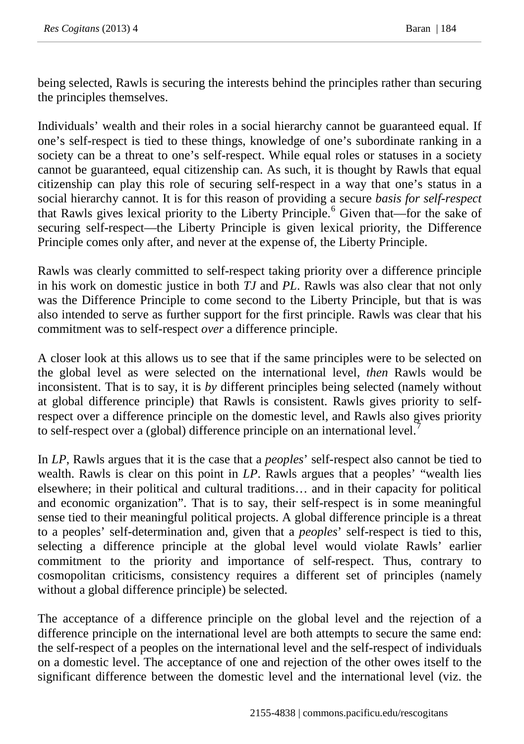being selected, Rawls is securing the interests behind the principles rather than securing the principles themselves.

Individuals' wealth and their roles in a social hierarchy cannot be guaranteed equal. If one's self-respect is tied to these things, knowledge of one's subordinate ranking in a society can be a threat to one's self-respect. While equal roles or statuses in a society cannot be guaranteed, equal citizenship can. As such, it is thought by Rawls that equal citizenship can play this role of securing self-respect in a way that one's status in a social hierarchy cannot. It is for this reason of providing a secure *basis for self-respect* that Rawls gives lexical priority to the Liberty Principle.[6] Given that—for the sake of securing self-respect—the Liberty Principle is given lexical priority, the Difference Principle comes only after, and never at the expense of, the Liberty Principle.

Rawls was clearly committed to self-respect taking priority over a difference principle in his work on domestic justice in both *TJ* and *PL*. Rawls was also clear that not only was the Difference Principle to come second to the Liberty Principle, but that is was also intended to serve as further support for the first principle. Rawls was clear that his commitment was to self-respect *over* a difference principle.

A closer look at this allows us to see that if the same principles were to be selected on the global level as were selected on the international level, *then* Rawls would be inconsistent. That is to say, it is *by* different principles being selected (namely without at global difference principle) that Rawls is consistent. Rawls gives priority to self-respect over a difference principle on the domestic level, and Rawls also gives priority to self-respect over a (global) difference principle on an international level.[7]

In *LP*, Rawls argues that it is the case that a *peoples*' self-respect also cannot be tied to wealth. Rawls is clear on this point in *LP*. Rawls argues that a peoples' "wealth lies elsewhere; in their political and cultural traditions… and in their capacity for political and economic organization". That is to say, their self-respect is in some meaningful sense tied to their meaningful political projects. A global difference principle is a threat to a peoples' self-determination and, given that a *peoples*' self-respect is tied to this, selecting a difference principle at the global level would violate Rawls' earlier commitment to the priority and importance of self-respect. Thus, contrary to cosmopolitan criticisms, consistency requires a different set of principles (namely without a global difference principle) be selected.

The acceptance of a difference principle on the global level and the rejection of a difference principle on the international level are both attempts to secure the same end: the self-respect of a peoples on the international level and the self-respect of individuals on a domestic level. The acceptance of one and rejection of the other owes itself to the significant difference between the domestic level and the international level (viz. the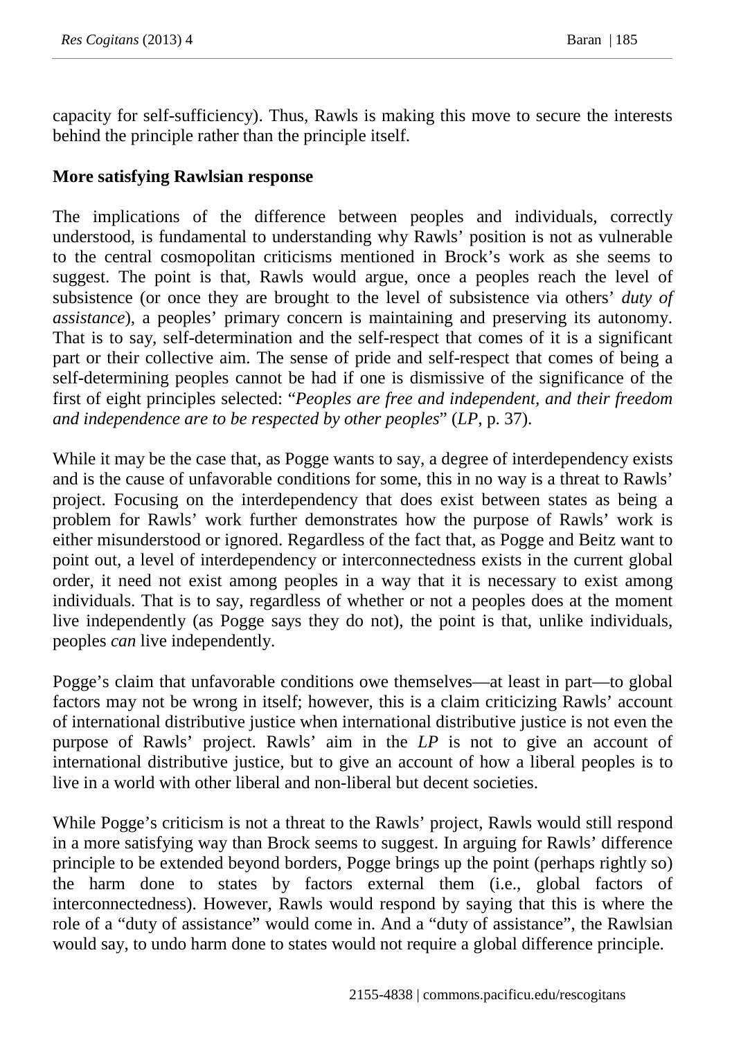capacity for self-sufficiency). Thus, Rawls is making this move to secure the interests behind the principle rather than the principle itself.

**More satisfying Rawlsian response**

The implications of the difference between peoples and individuals, correctly understood, is fundamental to understanding why Rawls' position is not as vulnerable to the central cosmopolitan criticisms mentioned in Brock's work as she seems to suggest. The point is that, Rawls would argue, once a peoples reach the level of subsistence (or once they are brought to the level of subsistence via others' *duty of assistance*), a peoples' primary concern is maintaining and preserving its autonomy. That is to say, self-determination and the self-respect that comes of it is a significant part or their collective aim. The sense of pride and self-respect that comes of being a self-determining peoples cannot be had if one is dismissive of the significance of the first of eight principles selected: "*Peoples are free and independent, and their freedom and independence are to be respected by other peoples*" (*LP*, p. 37).

While it may be the case that, as Pogge wants to say, a degree of interdependency exists and is the cause of unfavorable conditions for some, this in no way is a threat to Rawls' project. Focusing on the interdependency that does exist between states as being a problem for Rawls' work further demonstrates how the purpose of Rawls' work is either misunderstood or ignored. Regardless of the fact that, as Pogge and Beitz want to point out, a level of interdependency or interconnectedness exists in the current global order, it need not exist among peoples in a way that it is necessary to exist among individuals. That is to say, regardless of whether or not a peoples does at the moment live independently (as Pogge says they do not), the point is that, unlike individuals, peoples *can* live independently.

Pogge's claim that unfavorable conditions owe themselves—at least in part—to global factors may not be wrong in itself; however, this is a claim criticizing Rawls' account of international distributive justice when international distributive justice is not even the purpose of Rawls' project. Rawls' aim in the *LP* is not to give an account of international distributive justice, but to give an account of how a liberal peoples is to live in a world with other liberal and non-liberal but decent societies.

While Pogge's criticism is not a threat to the Rawls' project, Rawls would still respond in a more satisfying way than Brock seems to suggest. In arguing for Rawls' difference principle to be extended beyond borders, Pogge brings up the point (perhaps rightly so) the harm done to states by factors external them (i.e., global factors of interconnectedness). However, Rawls would respond by saying that this is where the role of a "duty of assistance" would come in. And a "duty of assistance", the Rawlsian would say, to undo harm done to states would not require a global difference principle.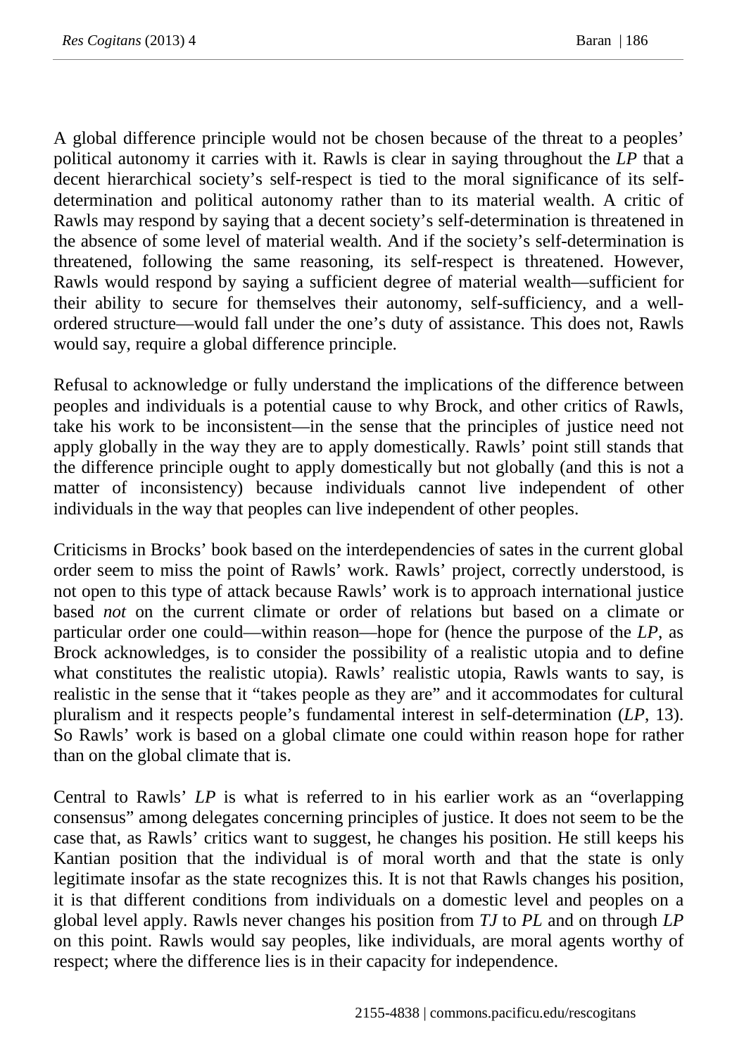A global difference principle would not be chosen because of the threat to a peoples' political autonomy it carries with it. Rawls is clear in saying throughout the *LP* that a decent hierarchical society's self-respect is tied to the moral significance of its self-determination and political autonomy rather than to its material wealth. A critic of Rawls may respond by saying that a decent society's self-determination is threatened in the absence of some level of material wealth. And if the society's self-determination is threatened, following the same reasoning, its self-respect is threatened. However, Rawls would respond by saying a sufficient degree of material wealth—sufficient for their ability to secure for themselves their autonomy, self-sufficiency, and a well-ordered structure—would fall under the one's duty of assistance. This does not, Rawls would say, require a global difference principle.

Refusal to acknowledge or fully understand the implications of the difference between peoples and individuals is a potential cause to why Brock, and other critics of Rawls, take his work to be inconsistent—in the sense that the principles of justice need not apply globally in the way they are to apply domestically. Rawls' point still stands that the difference principle ought to apply domestically but not globally (and this is not a matter of inconsistency) because individuals cannot live independent of other individuals in the way that peoples can live independent of other peoples.

Criticisms in Brocks' book based on the interdependencies of sates in the current global order seem to miss the point of Rawls' work. Rawls' project, correctly understood, is not open to this type of attack because Rawls' work is to approach international justice based *not* on the current climate or order of relations but based on a climate or particular order one could—within reason—hope for (hence the purpose of the *LP*, as Brock acknowledges, is to consider the possibility of a realistic utopia and to define what constitutes the realistic utopia). Rawls' realistic utopia, Rawls wants to say, is realistic in the sense that it "takes people as they are" and it accommodates for cultural pluralism and it respects people's fundamental interest in self-determination (*LP*, 13). So Rawls' work is based on a global climate one could within reason hope for rather than on the global climate that is.

Central to Rawls' *LP* is what is referred to in his earlier work as an "overlapping consensus" among delegates concerning principles of justice. It does not seem to be the case that, as Rawls' critics want to suggest, he changes his position. He still keeps his Kantian position that the individual is of moral worth and that the state is only legitimate insofar as the state recognizes this. It is not that Rawls changes his position, it is that different conditions from individuals on a domestic level and peoples on a global level apply. Rawls never changes his position from *TJ* to *PL* and on through *LP* on this point. Rawls would say peoples, like individuals, are moral agents worthy of respect; where the difference lies is in their capacity for independence.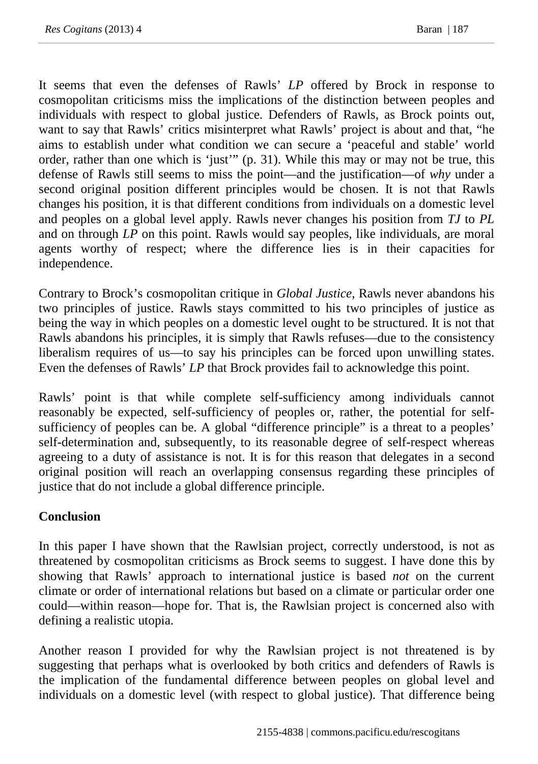It seems that even the defenses of Rawls' *LP* offered by Brock in response to cosmopolitan criticisms miss the implications of the distinction between peoples and individuals with respect to global justice. Defenders of Rawls, as Brock points out, want to say that Rawls' critics misinterpret what Rawls' project is about and that, "he aims to establish under what condition we can secure a 'peaceful and stable' world order, rather than one which is 'just'" (p. 31). While this may or may not be true, this defense of Rawls still seems to miss the point—and the justification—of *why* under a second original position different principles would be chosen. It is not that Rawls changes his position, it is that different conditions from individuals on a domestic level and peoples on a global level apply. Rawls never changes his position from *TJ* to *PL* and on through *LP* on this point. Rawls would say peoples, like individuals, are moral agents worthy of respect; where the difference lies is in their capacities for independence.

Contrary to Brock's cosmopolitan critique in *Global Justice*, Rawls never abandons his two principles of justice. Rawls stays committed to his two principles of justice as being the way in which peoples on a domestic level ought to be structured. It is not that Rawls abandons his principles, it is simply that Rawls refuses—due to the consistency liberalism requires of us—to say his principles can be forced upon unwilling states. Even the defenses of Rawls' *LP* that Brock provides fail to acknowledge this point.

Rawls' point is that while complete self-sufficiency among individuals cannot reasonably be expected, self-sufficiency of peoples or, rather, the potential for self-sufficiency of peoples can be. A global "difference principle" is a threat to a peoples' self-determination and, subsequently, to its reasonable degree of self-respect whereas agreeing to a duty of assistance is not. It is for this reason that delegates in a second original position will reach an overlapping consensus regarding these principles of justice that do not include a global difference principle.

**Conclusion**

In this paper I have shown that the Rawlsian project, correctly understood, is not as threatened by cosmopolitan criticisms as Brock seems to suggest. I have done this by showing that Rawls' approach to international justice is based *not* on the current climate or order of international relations but based on a climate or particular order one could—within reason—hope for. That is, the Rawlsian project is concerned also with defining a realistic utopia.

Another reason I provided for why the Rawlsian project is not threatened is by suggesting that perhaps what is overlooked by both critics and defenders of Rawls is the implication of the fundamental difference between peoples on global level and individuals on a domestic level (with respect to global justice). That difference being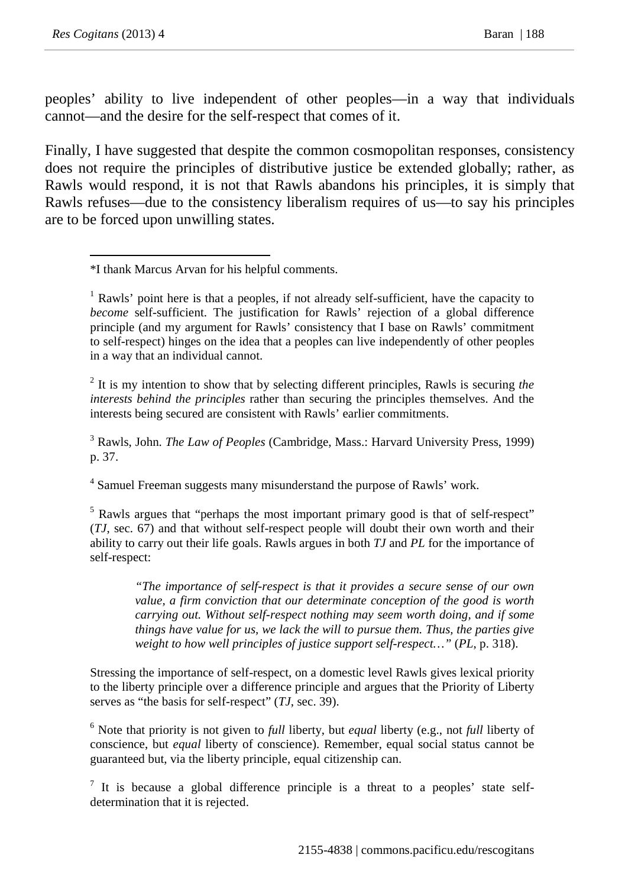peoples' ability to live independent of other peoples—in a way that individuals cannot—and the desire for the self-respect that comes of it.

Finally, I have suggested that despite the common cosmopolitan responses, consistency does not require the principles of distributive justice be extended globally; rather, as Rawls would respond, it is not that Rawls abandons his principles, it is simply that Rawls refuses—due to the consistency liberalism requires of us—to say his principles are to be forced upon unwilling states.

---

*I thank Marcus Arvan for his helpful comments.

[1] Rawls' point here is that a peoples, if not already self-sufficient, have the capacity to *become* self-sufficient. The justification for Rawls' rejection of a global difference principle (and my argument for Rawls' consistency that I base on Rawls' commitment to self-respect) hinges on the idea that a peoples can live independently of other peoples in a way that an individual cannot.

[2] It is my intention to show that by selecting different principles, Rawls is securing *the interests behind the principles* rather than securing the principles themselves. And the interests being secured are consistent with Rawls' earlier commitments.

[3] Rawls, John. *The Law of Peoples* (Cambridge, Mass.: Harvard University Press, 1999) p. 37.

[4] Samuel Freeman suggests many misunderstand the purpose of Rawls' work.

[5] Rawls argues that "perhaps the most important primary good is that of self-respect" (*TJ*, sec. 67) and that without self-respect people will doubt their own worth and their ability to carry out their life goals. Rawls argues in both *TJ* and *PL* for the importance of self-respect:

> *"The importance of self-respect is that it provides a secure sense of our own value, a firm conviction that our determinate conception of the good is worth carrying out. Without self-respect nothing may seem worth doing, and if some things have value for us, we lack the will to pursue them. Thus, the parties give weight to how well principles of justice support self-respect…"* (*PL*, p. 318).

Stressing the importance of self-respect, on a domestic level Rawls gives lexical priority to the liberty principle over a difference principle and argues that the Priority of Liberty serves as "the basis for self-respect" (*TJ*, sec. 39).

[6] Note that priority is not given to *full* liberty, but *equal* liberty (e.g., not *full* liberty of conscience, but *equal* liberty of conscience). Remember, equal social status cannot be guaranteed but, via the liberty principle, equal citizenship can.

[7] It is because a global difference principle is a threat to a peoples' state self-determination that it is rejected.